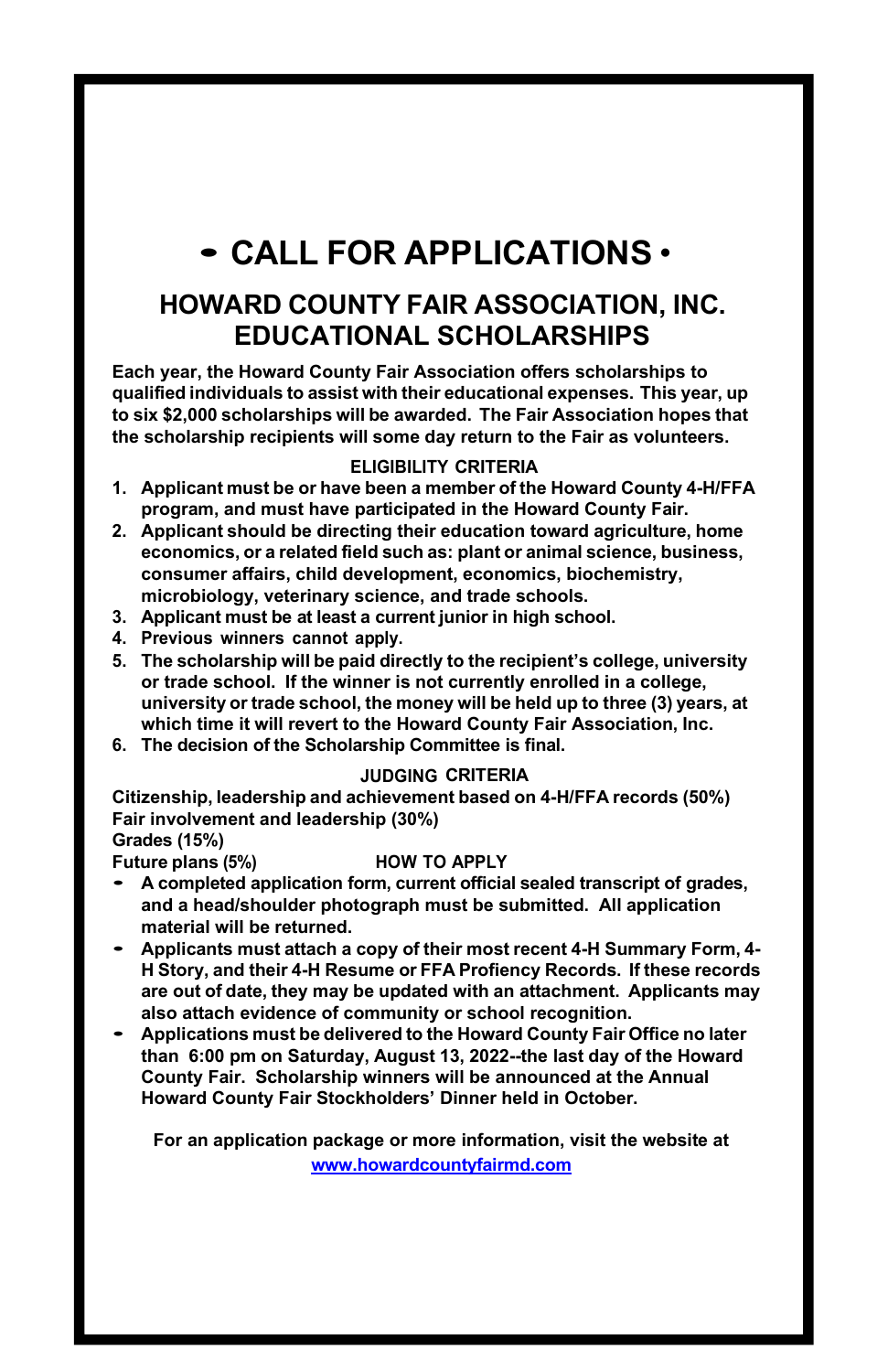# • CALL FOR APPLICATIONS •

## HOWARD COUNTY FAIR ASSOCIATION, INC. EDUCATIONAL SCHOLARSHIPS

**Each year, the Howard County Fair Association offers scholarships to qualified individuals to assist with their educational expenses. This year, up to six $2,000 scholarships will be awarded. The Fair Association hopes that the scholarship recipients will some day return to the Fair as volunteers.**

### ELIGIBILITY CRITERIA

1. **Applicant must be or have been a member of the Howard County 4-H/FFA program, and must have participated in the Howard County Fair.**
2. **Applicant should be directing their education toward agriculture, home economics, or a related field such as: plant or animal science, business, consumer affairs, child development, economics, biochemistry, microbiology, veterinary science, and trade schools.**
3. **Applicant must be at least a current junior in high school.**
4. **Previous winners cannot apply.**
5. **The scholarship will be paid directly to the recipient's college, university or trade school. If the winner is not currently enrolled in a college, university or trade school, the money will be held up to three (3) years, at which time it will revert to the Howard County Fair Association, Inc.**
6. **The decision of the Scholarship Committee is final.**

### JUDGING CRITERIA

**Citizenship, leadership and achievement based on 4-H/FFA records (50%)**
**Fair involvement and leadership (30%)**
**Grades (15%)**
**Future plans (5%)**

### HOW TO APPLY

- **A completed application form, current official sealed transcript of grades, and a head/shoulder photograph must be submitted. All application material will be returned.**
- **Applicants must attach a copy of their most recent 4-H Summary Form, 4-H Story, and their 4-H Resume or FFA Profiency Records. If these records are out of date, they may be updated with an attachment. Applicants may also attach evidence of community or school recognition.**
- **Applications must be delivered to the Howard County Fair Office no later than 6:00 pm on Saturday, August 13, 2022--the last day of the Howard County Fair. Scholarship winners will be announced at the Annual Howard County Fair Stockholders' Dinner held in October.**

**For an application package or more information, visit the website at [www.howardcountyfairmd.com](www.howardcountyfairmd.com)**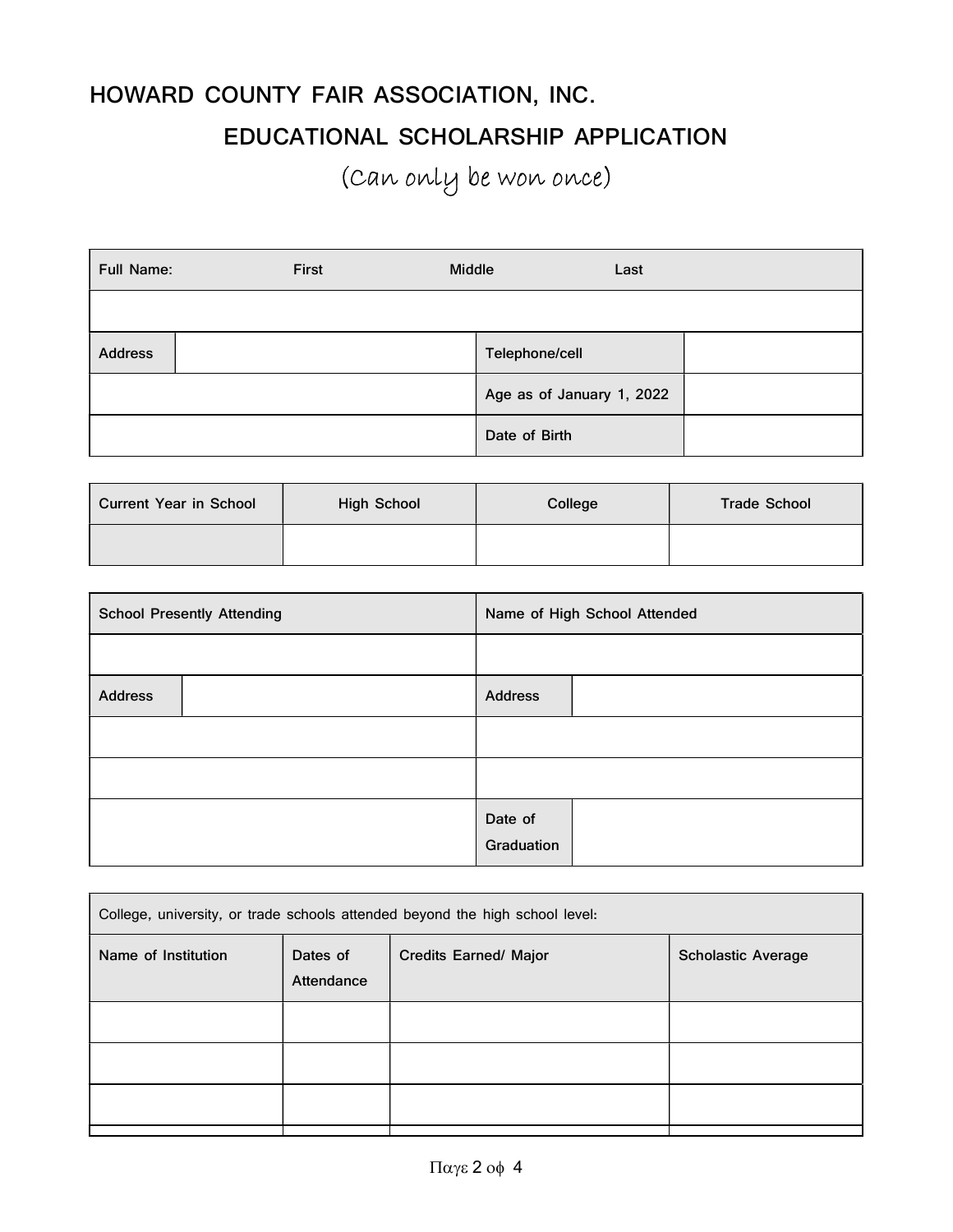# HOWARD COUNTY FAIR ASSOCIATION, INC.

## EDUCATIONAL SCHOLARSHIP APPLICATION

(Can only be won once)

| Full Name: First Middle Last | | | |
|---|---|---|---|
| | | | |
| Address | | Telephone/cell | |
| | | Age as of January 1, 2022 | |
| | | Date of Birth | |

| Current Year in School | High School | College | Trade School |
|---|---|---|---|
| | | | |

| School Presently Attending | | Name of High School Attended | |
|---|---|---|---|
| | | | |
| Address | | Address | |
| | | | |
| | | | |
| | | Date of Graduation | |

| College, university, or trade schools attended beyond the high school level: | | | |
|---|---|---|---|
| Name of Institution | Dates of Attendance | Credits Earned/ Major | Scholastic Average |
| | | | |
| | | | |
| | | | |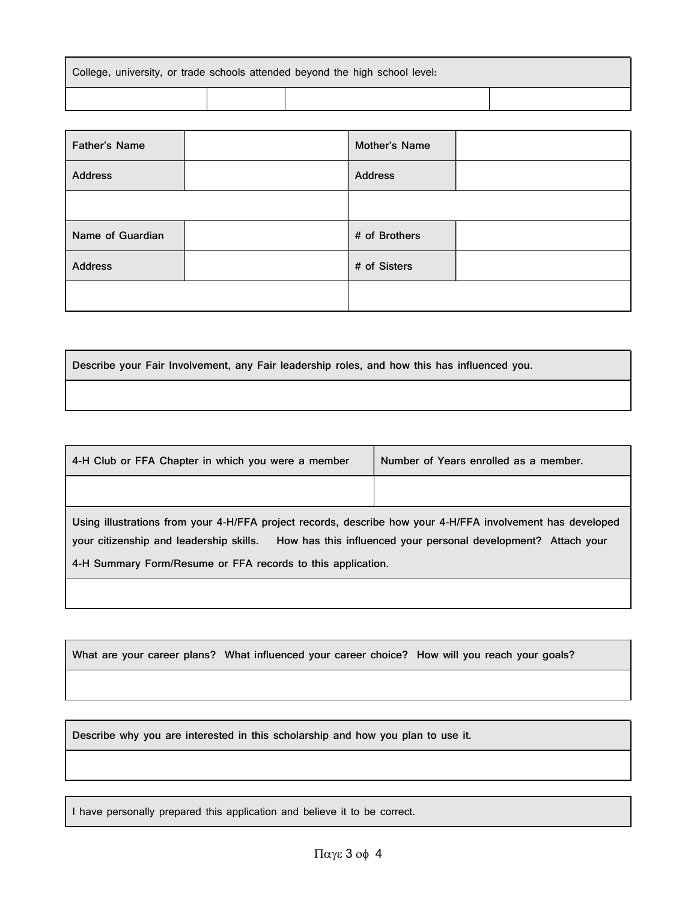| College, university, or trade schools attended beyond the high school level: | | | |
|---|---|---|---|
| | | | |

| Father's Name | | Mother's Name | |
|---|---|---|---|
| Address | | Address | |
| | | | |
| Name of Guardian | | # of Brothers | |
| Address | | # of Sisters | |
| | | | |

| Describe your Fair Involvement, any Fair leadership roles, and how this has influenced you. |
|---|
| |

| 4-H Club or FFA Chapter in which you were a member | Number of Years enrolled as a member. |
|---|---|
| | |
| Using illustrations from your 4-H/FFA project records, describe how your 4-H/FFA involvement has developed your citizenship and leadership skills. How has this influenced your personal development? Attach your 4-H Summary Form/Resume or FFA records to this application. | |
| | |

| What are your career plans? What influenced your career choice? How will you reach your goals? |
|---|
| |

| Describe why you are interested in this scholarship and how you plan to use it. |
|---|
| |

| I have personally prepared this application and believe it to be correct. |
|---|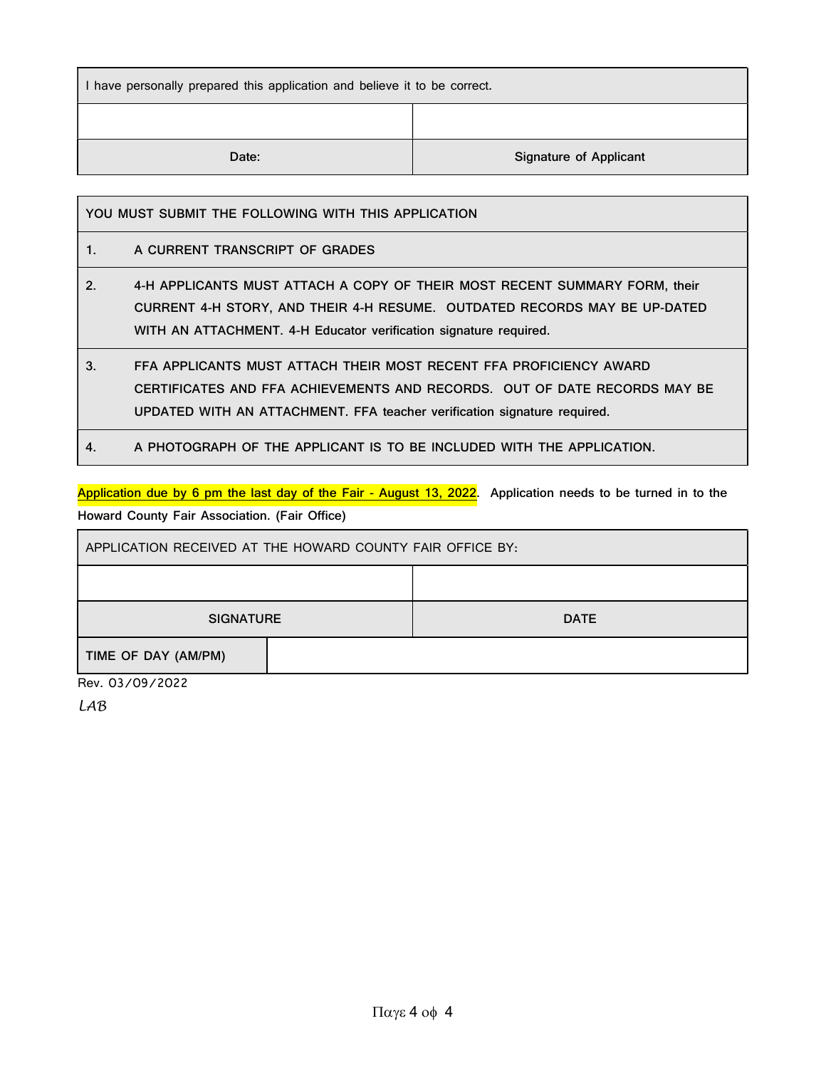| I have personally prepared this application and believe it to be correct. | |
|---|---|
| | |
| Date: | Signature of Applicant |

| YOU MUST SUBMIT THE FOLLOWING WITH THIS APPLICATION | |
|---|---|
| 1. | A CURRENT TRANSCRIPT OF GRADES |
| 2. | 4-H APPLICANTS MUST ATTACH A COPY OF THEIR MOST RECENT SUMMARY FORM, their CURRENT 4-H STORY, AND THEIR 4-H RESUME. OUTDATED RECORDS MAY BE UP-DATED WITH AN ATTACHMENT. 4-H Educator verification signature required. |
| 3. | FFA APPLICANTS MUST ATTACH THEIR MOST RECENT FFA PROFICIENCY AWARD CERTIFICATES AND FFA ACHIEVEMENTS AND RECORDS. OUT OF DATE RECORDS MAY BE UPDATED WITH AN ATTACHMENT. FFA teacher verification signature required. |
| 4. | A PHOTOGRAPH OF THE APPLICANT IS TO BE INCLUDED WITH THE APPLICATION. |

**Application due by 6 pm the last day of the Fair - August 13, 2022. Application needs to be turned in to the Howard County Fair Association. (Fair Office)**

| APPLICATION RECEIVED AT THE HOWARD COUNTY FAIR OFFICE BY: | |
|---|---|
| | |
| SIGNATURE | DATE |
| TIME OF DAY (AM/PM) | |

Rev. 03/09/2022

*LAB*